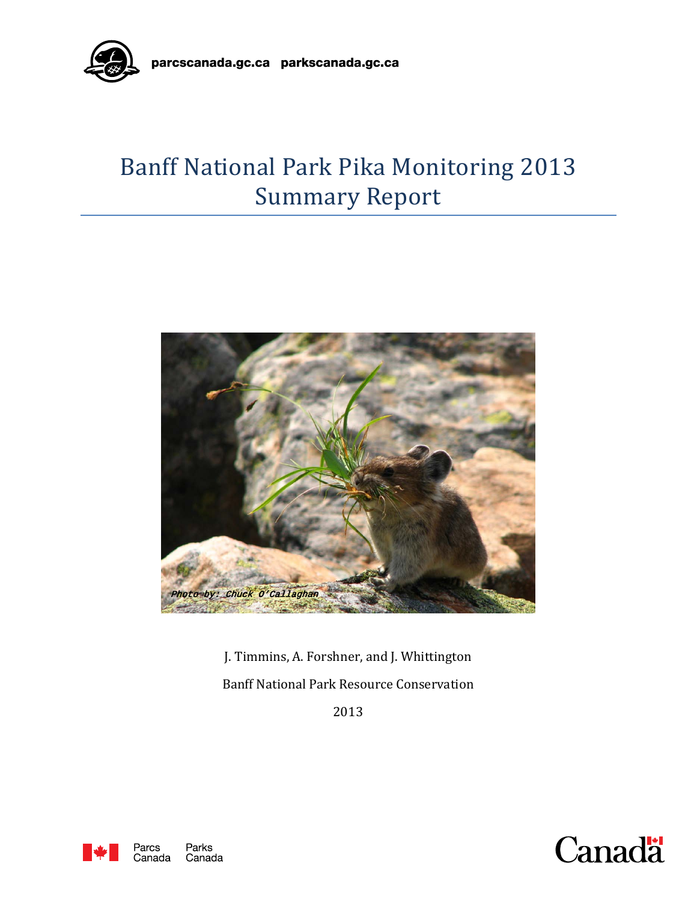parcscanada.gc.ca parkscanada.gc.ca

# Banff National Park Pika Monitoring 2013 Summary Report

Photo by: Chuck O'Callaghan

J. Timmins, A. Forshner, and J. Whittington

Banff National Park Resource Conservation

2013

Parcs Canada Parks Canada

Canada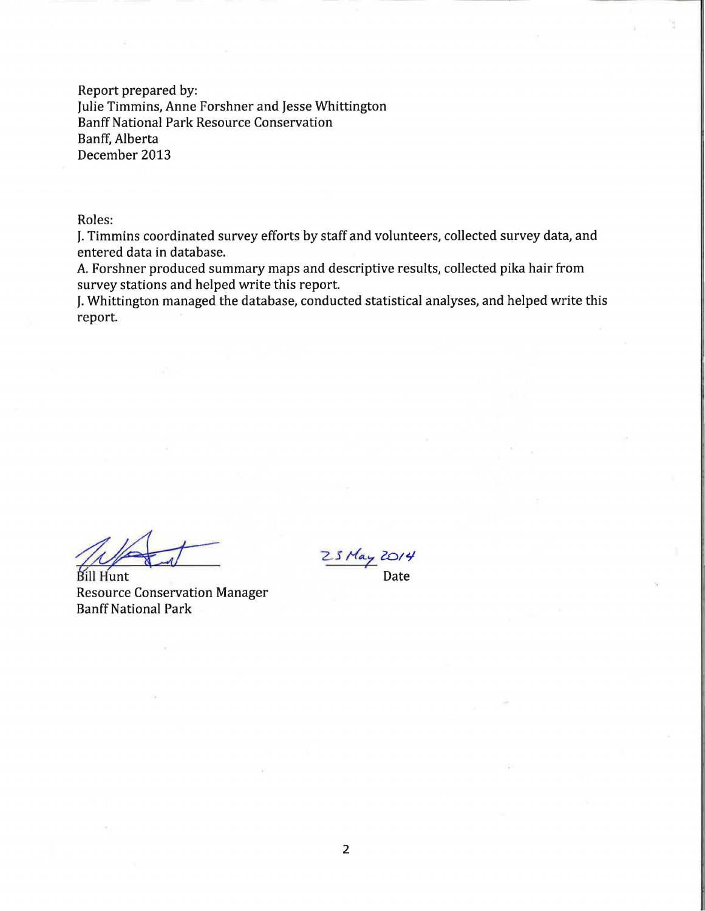Report prepared by:
Julie Timmins, Anne Forshner and Jesse Whittington
Banff National Park Resource Conservation
Banff, Alberta
December 2013

Roles:
J. Timmins coordinated survey efforts by staff and volunteers, collected survey data, and entered data in database.
A. Forshner produced summary maps and descriptive results, collected pika hair from survey stations and helped write this report.
J. Whittington managed the database, conducted statistical analyses, and helped write this report.

Bill Hunt
Resource Conservation Manager
Banff National Park

23 May 2014
Date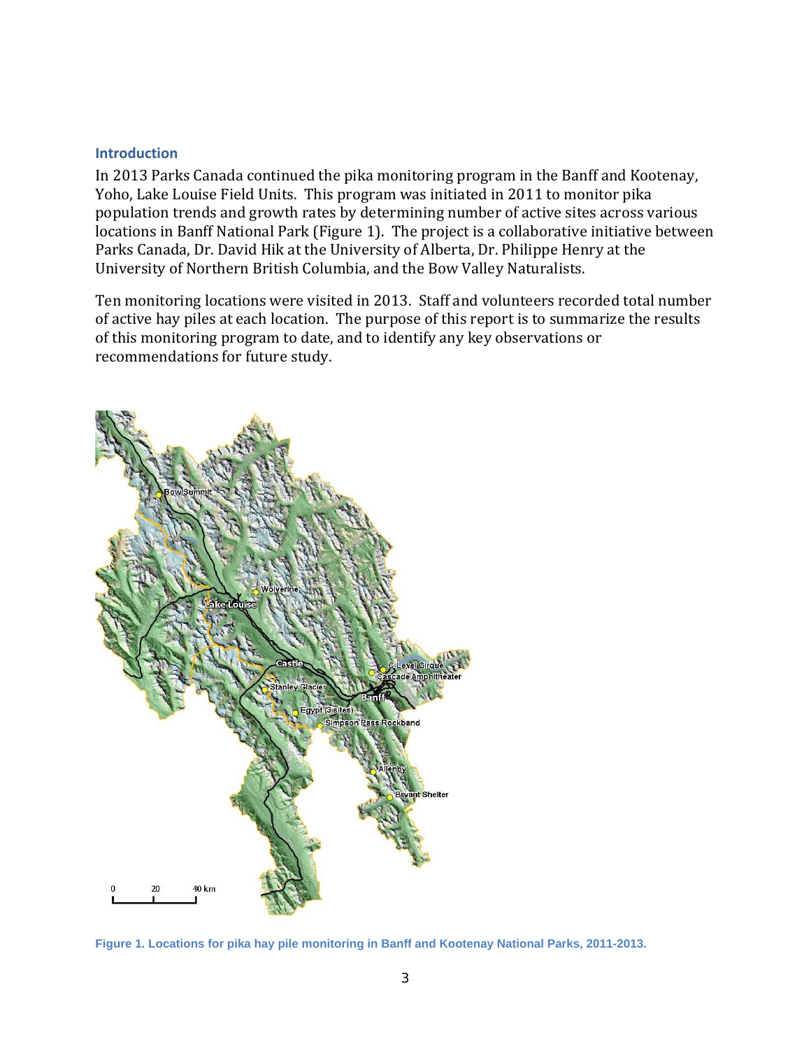## Introduction

In 2013 Parks Canada continued the pika monitoring program in the Banff and Kootenay, Yoho, Lake Louise Field Units. This program was initiated in 2011 to monitor pika population trends and growth rates by determining number of active sites across various locations in Banff National Park (Figure 1). The project is a collaborative initiative between Parks Canada, Dr. David Hik at the University of Alberta, Dr. Philippe Henry at the University of Northern British Columbia, and the Bow Valley Naturalists.

Ten monitoring locations were visited in 2013. Staff and volunteers recorded total number of active hay piles at each location. The purpose of this report is to summarize the results of this monitoring program to date, and to identify any key observations or recommendations for future study.

Figure 1. Locations for pika hay pile monitoring in Banff and Kootenay National Parks, 2011-2013.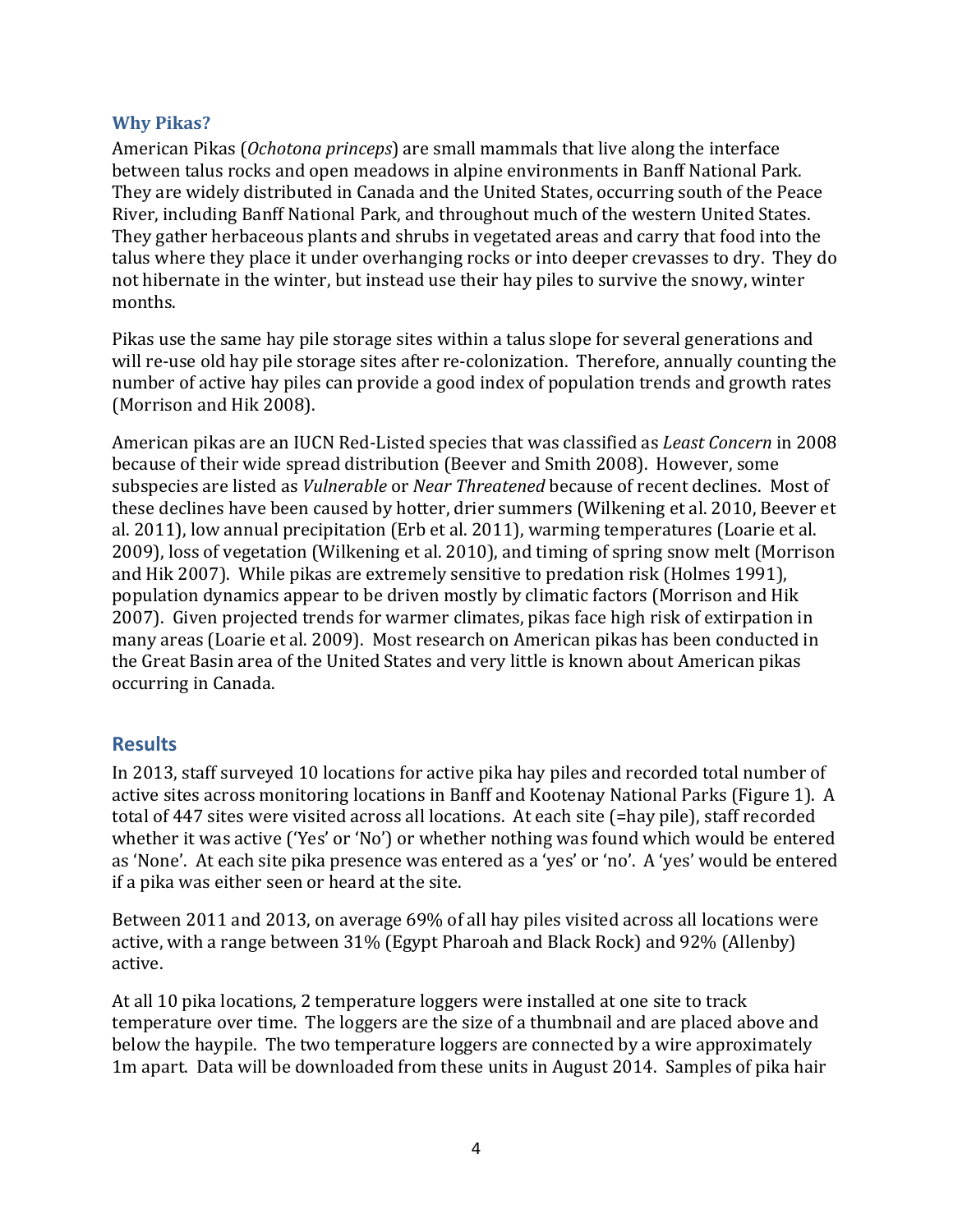### Why Pikas?

American Pikas (*Ochotona princeps*) are small mammals that live along the interface between talus rocks and open meadows in alpine environments in Banff National Park. They are widely distributed in Canada and the United States, occurring south of the Peace River, including Banff National Park, and throughout much of the western United States. They gather herbaceous plants and shrubs in vegetated areas and carry that food into the talus where they place it under overhanging rocks or into deeper crevasses to dry. They do not hibernate in the winter, but instead use their hay piles to survive the snowy, winter months.

Pikas use the same hay pile storage sites within a talus slope for several generations and will re-use old hay pile storage sites after re-colonization. Therefore, annually counting the number of active hay piles can provide a good index of population trends and growth rates (Morrison and Hik 2008).

American pikas are an IUCN Red-Listed species that was classified as *Least Concern* in 2008 because of their wide spread distribution (Beever and Smith 2008). However, some subspecies are listed as *Vulnerable* or *Near Threatened* because of recent declines. Most of these declines have been caused by hotter, drier summers (Wilkening et al. 2010, Beever et al. 2011), low annual precipitation (Erb et al. 2011), warming temperatures (Loarie et al. 2009), loss of vegetation (Wilkening et al. 2010), and timing of spring snow melt (Morrison and Hik 2007). While pikas are extremely sensitive to predation risk (Holmes 1991), population dynamics appear to be driven mostly by climatic factors (Morrison and Hik 2007). Given projected trends for warmer climates, pikas face high risk of extirpation in many areas (Loarie et al. 2009). Most research on American pikas has been conducted in the Great Basin area of the United States and very little is known about American pikas occurring in Canada.

## Results

In 2013, staff surveyed 10 locations for active pika hay piles and recorded total number of active sites across monitoring locations in Banff and Kootenay National Parks (Figure 1). A total of 447 sites were visited across all locations. At each site (=hay pile), staff recorded whether it was active ('Yes' or 'No') or whether nothing was found which would be entered as 'None'. At each site pika presence was entered as a 'yes' or 'no'. A 'yes' would be entered if a pika was either seen or heard at the site.

Between 2011 and 2013, on average 69% of all hay piles visited across all locations were active, with a range between 31% (Egypt Pharoah and Black Rock) and 92% (Allenby) active.

At all 10 pika locations, 2 temperature loggers were installed at one site to track temperature over time. The loggers are the size of a thumbnail and are placed above and below the haypile. The two temperature loggers are connected by a wire approximately 1m apart. Data will be downloaded from these units in August 2014. Samples of pika hair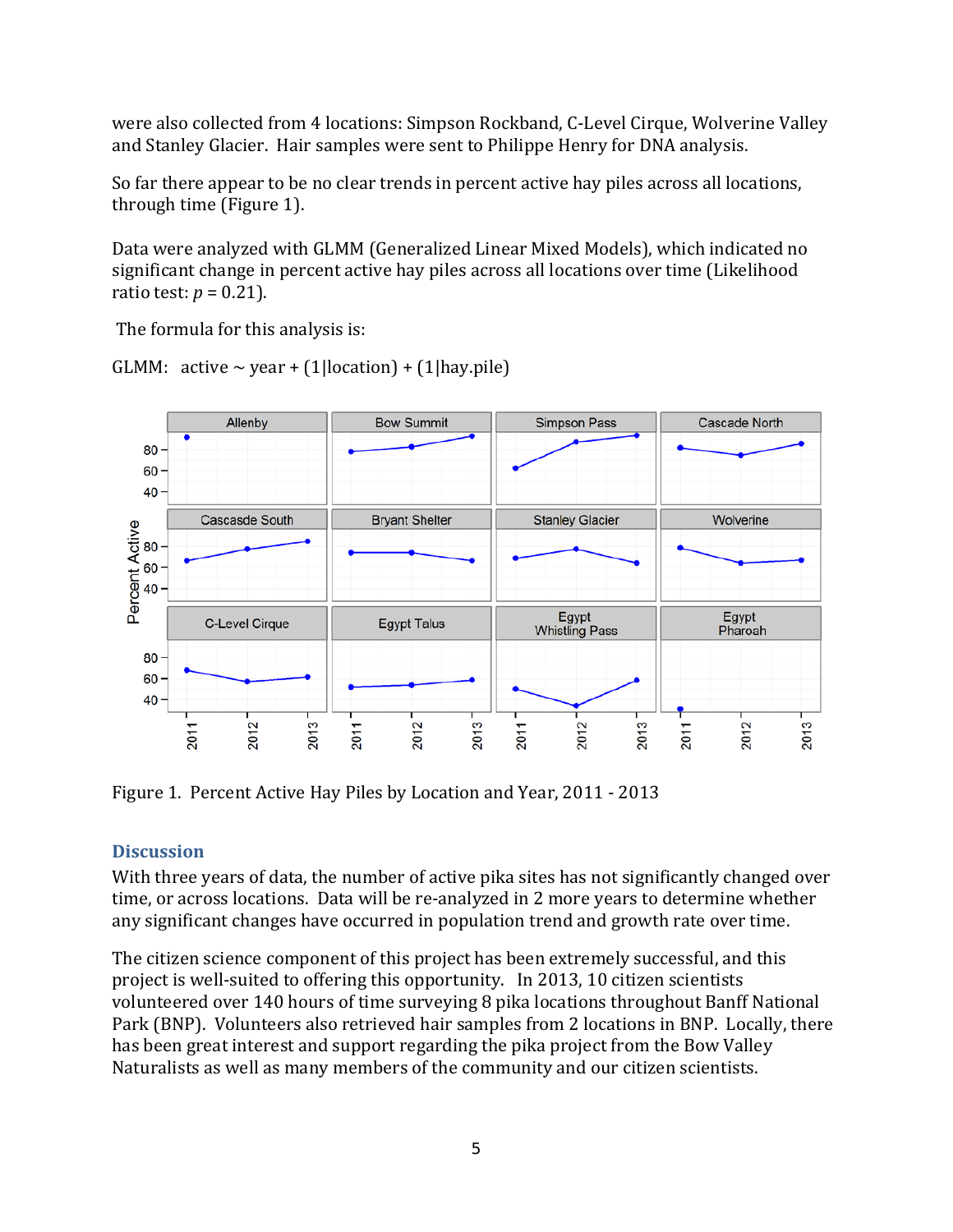were also collected from 4 locations: Simpson Rockband, C-Level Cirque, Wolverine Valley and Stanley Glacier. Hair samples were sent to Philippe Henry for DNA analysis.

So far there appear to be no clear trends in percent active hay piles across all locations, through time (Figure 1).

Data were analyzed with GLMM (Generalized Linear Mixed Models), which indicated no significant change in percent active hay piles across all locations over time (Likelihood ratio test: $p = 0.21$).

The formula for this analysis is:

GLMM: active ~ year + (1|location) + (1|hay.pile)

Figure 1. Percent Active Hay Piles by Location and Year, 2011 - 2013

## Discussion

With three years of data, the number of active pika sites has not significantly changed over time, or across locations. Data will be re-analyzed in 2 more years to determine whether any significant changes have occurred in population trend and growth rate over time.

The citizen science component of this project has been extremely successful, and this project is well-suited to offering this opportunity. In 2013, 10 citizen scientists volunteered over 140 hours of time surveying 8 pika locations throughout Banff National Park (BNP). Volunteers also retrieved hair samples from 2 locations in BNP. Locally, there has been great interest and support regarding the pika project from the Bow Valley Naturalists as well as many members of the community and our citizen scientists.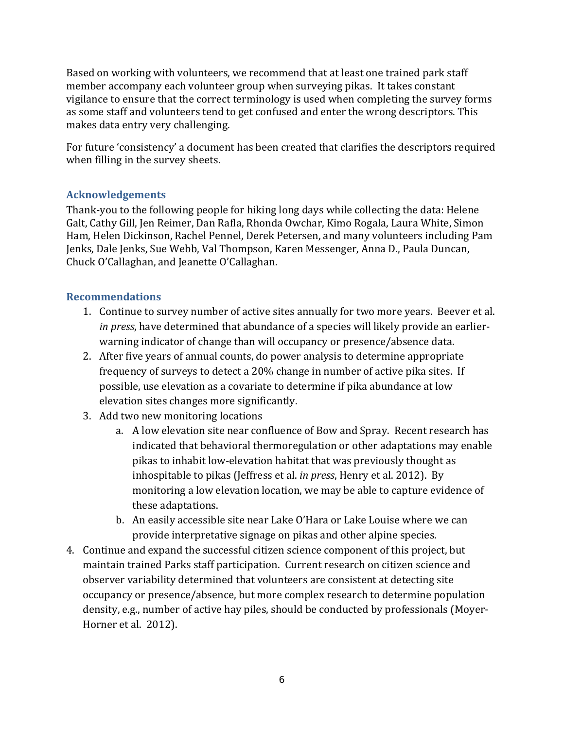Based on working with volunteers, we recommend that at least one trained park staff member accompany each volunteer group when surveying pikas. It takes constant vigilance to ensure that the correct terminology is used when completing the survey forms as some staff and volunteers tend to get confused and enter the wrong descriptors. This makes data entry very challenging.

For future 'consistency' a document has been created that clarifies the descriptors required when filling in the survey sheets.

## Acknowledgements

Thank-you to the following people for hiking long days while collecting the data: Helene Galt, Cathy Gill, Jen Reimer, Dan Rafla, Rhonda Owchar, Kimo Rogala, Laura White, Simon Ham, Helen Dickinson, Rachel Pennel, Derek Petersen, and many volunteers including Pam Jenks, Dale Jenks, Sue Webb, Val Thompson, Karen Messenger, Anna D., Paula Duncan, Chuck O'Callaghan, and Jeanette O'Callaghan.

## Recommendations

1. Continue to survey number of active sites annually for two more years. Beever et al. *in press*, have determined that abundance of a species will likely provide an earlier-warning indicator of change than will occupancy or presence/absence data.
2. After five years of annual counts, do power analysis to determine appropriate frequency of surveys to detect a 20% change in number of active pika sites. If possible, use elevation as a covariate to determine if pika abundance at low elevation sites changes more significantly.
3. Add two new monitoring locations
   a. A low elevation site near confluence of Bow and Spray. Recent research has indicated that behavioral thermoregulation or other adaptations may enable pikas to inhabit low-elevation habitat that was previously thought as inhospitable to pikas (Jeffress et al. *in press*, Henry et al. 2012). By monitoring a low elevation location, we may be able to capture evidence of these adaptations.
   b. An easily accessible site near Lake O'Hara or Lake Louise where we can provide interpretative signage on pikas and other alpine species.
4. Continue and expand the successful citizen science component of this project, but maintain trained Parks staff participation. Current research on citizen science and observer variability determined that volunteers are consistent at detecting site occupancy or presence/absence, but more complex research to determine population density, e.g., number of active hay piles, should be conducted by professionals (Moyer-Horner et al. 2012).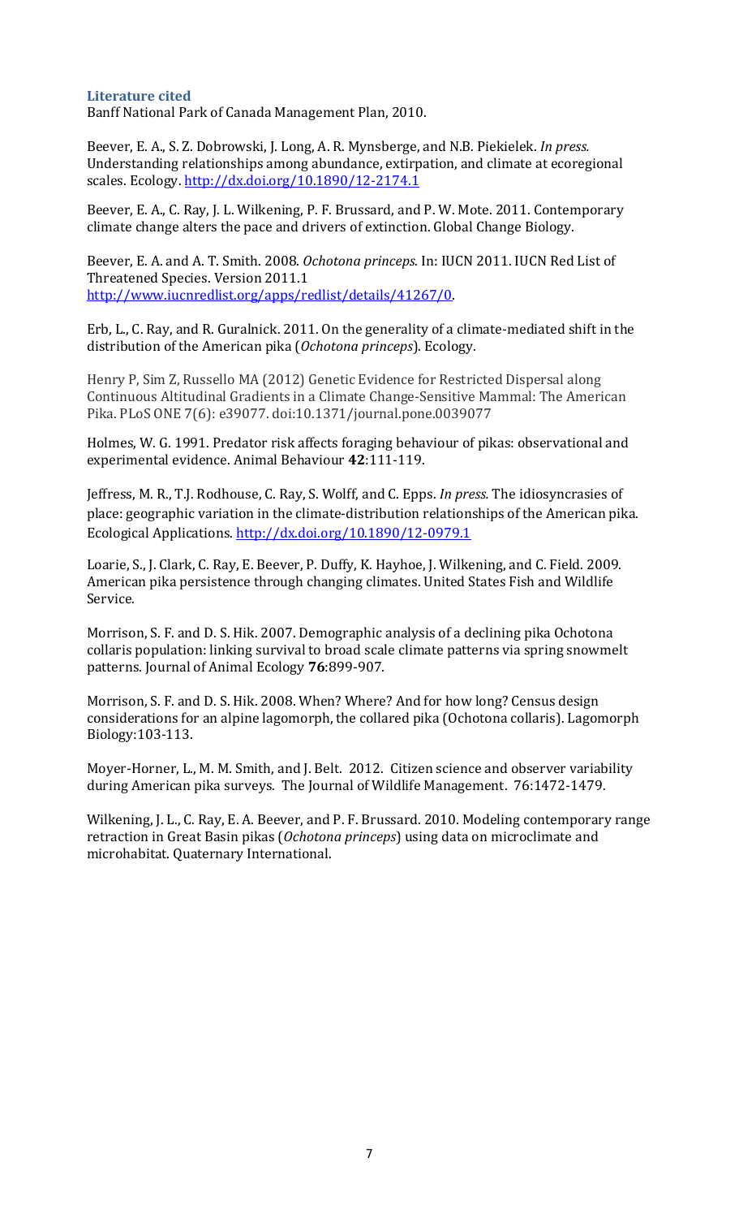### Literature cited

Banff National Park of Canada Management Plan, 2010.

Beever, E. A., S. Z. Dobrowski, J. Long, A. R. Mynsberge, and N.B. Piekielek. *In press.* Understanding relationships among abundance, extirpation, and climate at ecoregional scales. Ecology. http://dx.doi.org/10.1890/12-2174.1

Beever, E. A., C. Ray, J. L. Wilkening, P. F. Brussard, and P. W. Mote. 2011. Contemporary climate change alters the pace and drivers of extinction. Global Change Biology.

Beever, E. A. and A. T. Smith. 2008. *Ochotona princeps*. In: IUCN 2011. IUCN Red List of Threatened Species. Version 2011.1 http://www.iucnredlist.org/apps/redlist/details/41267/0.

Erb, L., C. Ray, and R. Guralnick. 2011. On the generality of a climate-mediated shift in the distribution of the American pika (*Ochotona princeps*). Ecology.

Henry P, Sim Z, Russello MA (2012) Genetic Evidence for Restricted Dispersal along Continuous Altitudinal Gradients in a Climate Change-Sensitive Mammal: The American Pika. PLoS ONE 7(6): e39077. doi:10.1371/journal.pone.0039077

Holmes, W. G. 1991. Predator risk affects foraging behaviour of pikas: observational and experimental evidence. Animal Behaviour **42**:111-119.

Jeffress, M. R., T.J. Rodhouse, C. Ray, S. Wolff, and C. Epps. *In press.* The idiosyncrasies of place: geographic variation in the climate-distribution relationships of the American pika. Ecological Applications. http://dx.doi.org/10.1890/12-0979.1

Loarie, S., J. Clark, C. Ray, E. Beever, P. Duffy, K. Hayhoe, J. Wilkening, and C. Field. 2009. American pika persistence through changing climates. United States Fish and Wildlife Service.

Morrison, S. F. and D. S. Hik. 2007. Demographic analysis of a declining pika Ochotona collaris population: linking survival to broad scale climate patterns via spring snowmelt patterns. Journal of Animal Ecology **76**:899-907.

Morrison, S. F. and D. S. Hik. 2008. When? Where? And for how long? Census design considerations for an alpine lagomorph, the collared pika (Ochotona collaris). Lagomorph Biology:103-113.

Moyer-Horner, L., M. M. Smith, and J. Belt. 2012. Citizen science and observer variability during American pika surveys. The Journal of Wildlife Management. 76:1472-1479.

Wilkening, J. L., C. Ray, E. A. Beever, and P. F. Brussard. 2010. Modeling contemporary range retraction in Great Basin pikas (*Ochotona princeps*) using data on microclimate and microhabitat. Quaternary International.